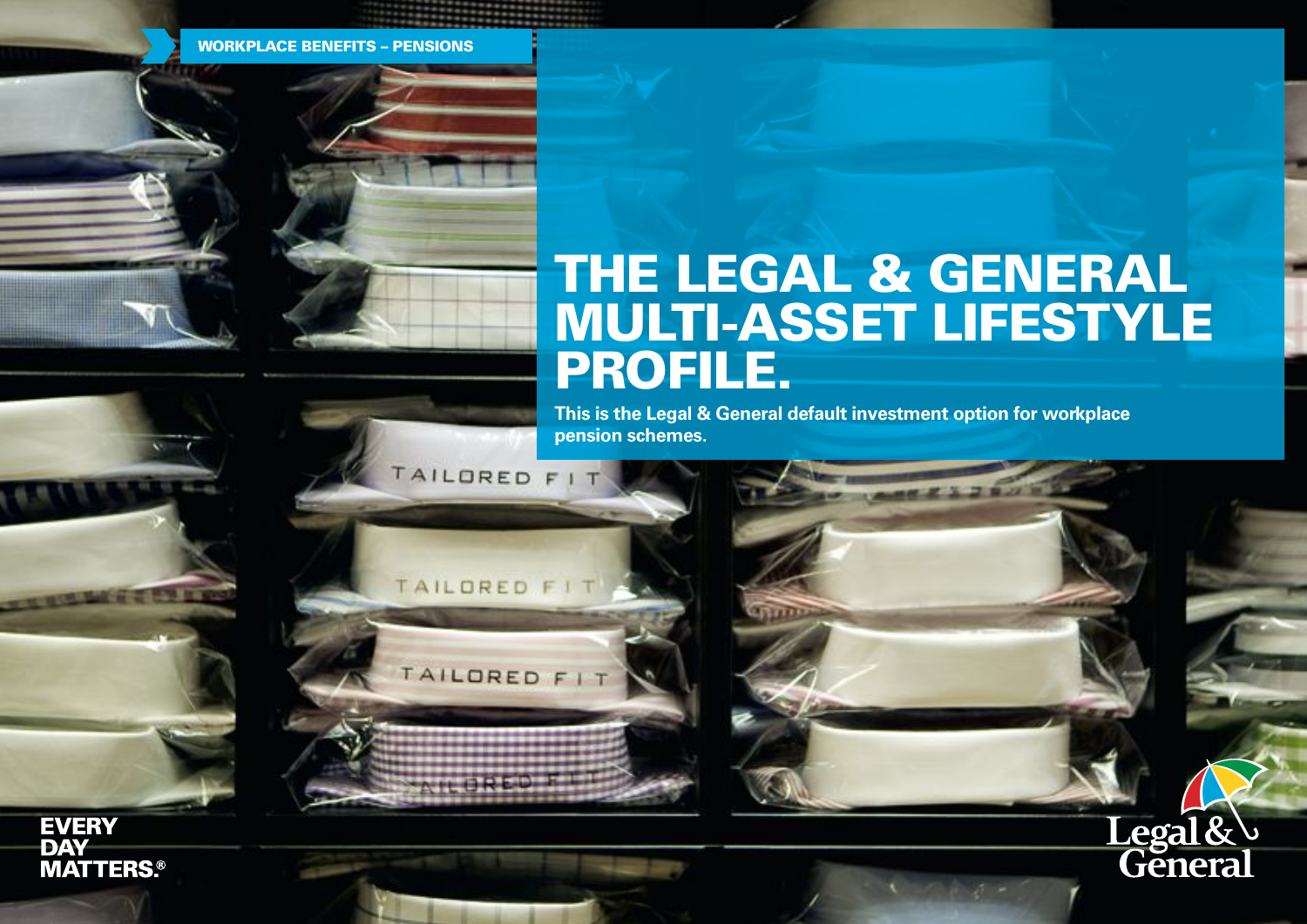WORKPLACE BENEFITS – PENSIONS

# THE LEGAL & GENERAL MULTI-ASSET LIFESTYLE PROFILE.

**This is the Legal & General default investment option for workplace pension schemes.**

EVERY DAY MATTERS.®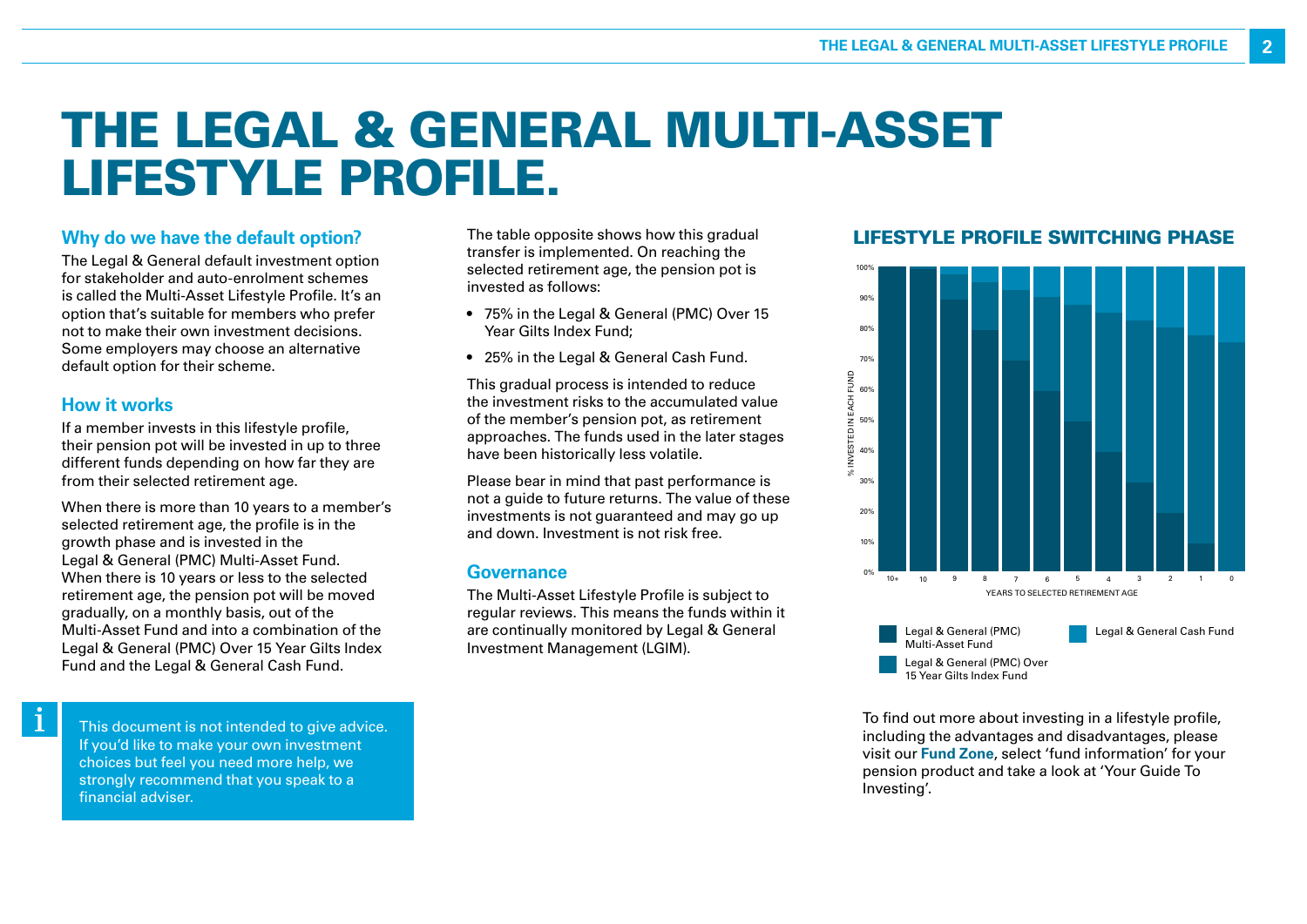# THE LEGAL & GENERAL MULTI-ASSET LIFESTYLE PROFILE.

## Why do we have the default option?

The Legal & General default investment option for stakeholder and auto-enrolment schemes is called the Multi-Asset Lifestyle Profile. It's an option that's suitable for members who prefer not to make their own investment decisions. Some employers may choose an alternative default option for their scheme.

## How it works

If a member invests in this lifestyle profile, their pension pot will be invested in up to three different funds depending on how far they are from their selected retirement age.

When there is more than 10 years to a member's selected retirement age, the profile is in the growth phase and is invested in the Legal & General (PMC) Multi-Asset Fund. When there is 10 years or less to the selected retirement age, the pension pot will be moved gradually, on a monthly basis, out of the Multi-Asset Fund and into a combination of the Legal & General (PMC) Over 15 Year Gilts Index Fund and the Legal & General Cash Fund.

> This document is not intended to give advice. If you'd like to make your own investment choices but feel you need more help, we strongly recommend that you speak to a financial adviser.

The table opposite shows how this gradual transfer is implemented. On reaching the selected retirement age, the pension pot is invested as follows:

- 75% in the Legal & General (PMC) Over 15 Year Gilts Index Fund;
- 25% in the Legal & General Cash Fund.

This gradual process is intended to reduce the investment risks to the accumulated value of the member's pension pot, as retirement approaches. The funds used in the later stages have been historically less volatile.

Please bear in mind that past performance is not a guide to future returns. The value of these investments is not guaranteed and may go up and down. Investment is not risk free.

## Governance

The Multi-Asset Lifestyle Profile is subject to regular reviews. This means the funds within it are continually monitored by Legal & General Investment Management (LGIM).

## LIFESTYLE PROFILE SWITCHING PHASE

% INVESTED IN EACH FUND (0%–100%) by YEARS TO SELECTED RETIREMENT AGE (10+, 10, 9, 8, 7, 6, 5, 4, 3, 2, 1, 0)

Legend: Legal & General (PMC) Multi-Asset Fund; Legal & General (PMC) Over 15 Year Gilts Index Fund; Legal & General Cash Fund

To find out more about investing in a lifestyle profile, including the advantages and disadvantages, please visit our **Fund Zone**, select 'fund information' for your pension product and take a look at 'Your Guide To Investing'.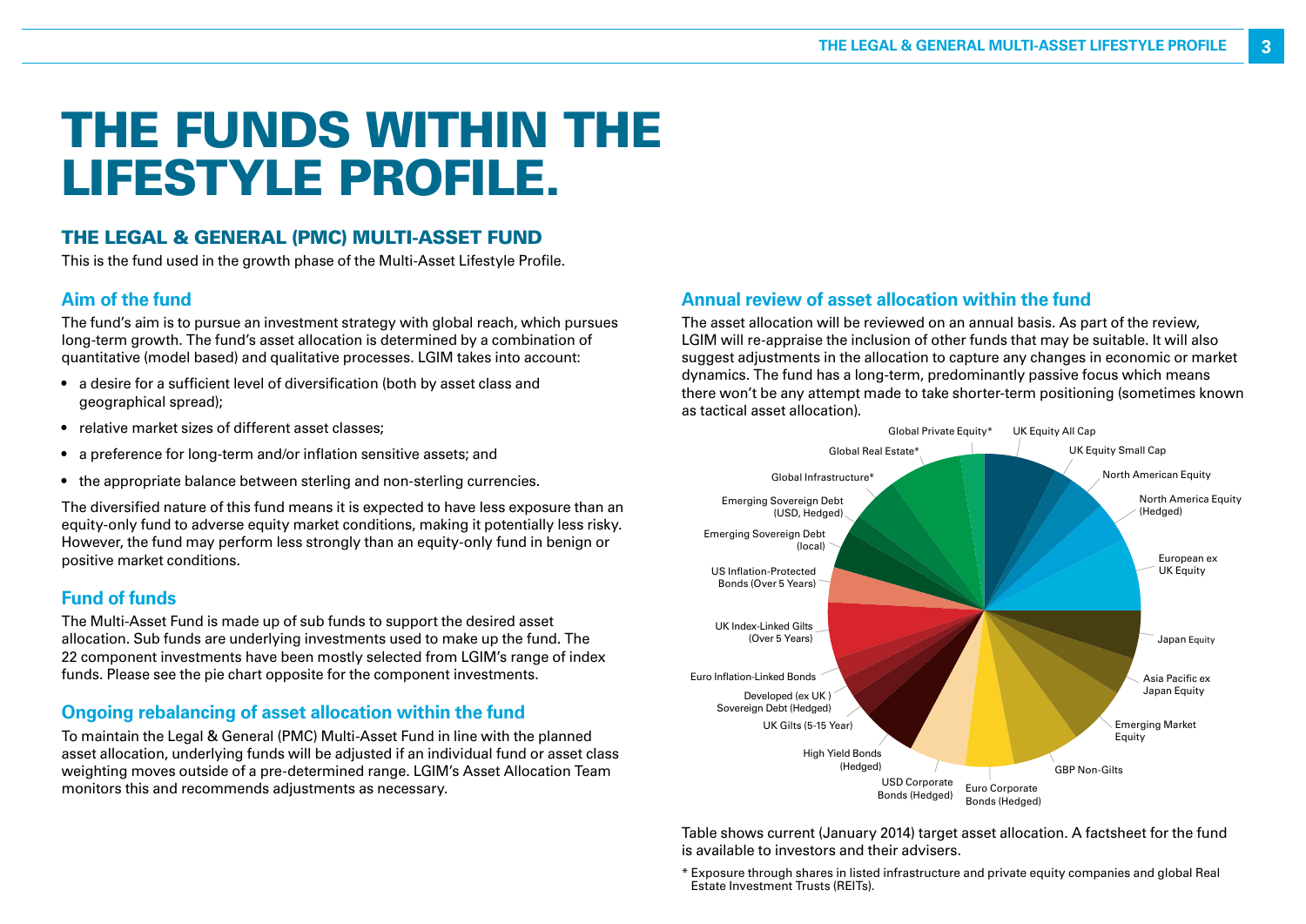# THE FUNDS WITHIN THE LIFESTYLE PROFILE.

## THE LEGAL & GENERAL (PMC) MULTI-ASSET FUND

This is the fund used in the growth phase of the Multi-Asset Lifestyle Profile.

### Aim of the fund

The fund's aim is to pursue an investment strategy with global reach, which pursues long-term growth. The fund's asset allocation is determined by a combination of quantitative (model based) and qualitative processes. LGIM takes into account:

- a desire for a sufficient level of diversification (both by asset class and geographical spread);
- relative market sizes of different asset classes;
- a preference for long-term and/or inflation sensitive assets; and
- the appropriate balance between sterling and non-sterling currencies.

The diversified nature of this fund means it is expected to have less exposure than an equity-only fund to adverse equity market conditions, making it potentially less risky. However, the fund may perform less strongly than an equity-only fund in benign or positive market conditions.

### Fund of funds

The Multi-Asset Fund is made up of sub funds to support the desired asset allocation. Sub funds are underlying investments used to make up the fund. The 22 component investments have been mostly selected from LGIM's range of index funds. Please see the pie chart opposite for the component investments.

### Ongoing rebalancing of asset allocation within the fund

To maintain the Legal & General (PMC) Multi-Asset Fund in line with the planned asset allocation, underlying funds will be adjusted if an individual fund or asset class weighting moves outside of a pre-determined range. LGIM's Asset Allocation Team monitors this and recommends adjustments as necessary.

### Annual review of asset allocation within the fund

The asset allocation will be reviewed on an annual basis. As part of the review, LGIM will re-appraise the inclusion of other funds that may be suitable. It will also suggest adjustments in the allocation to capture any changes in economic or market dynamics. The fund has a long-term, predominantly passive focus which means there won't be any attempt made to take shorter-term positioning (sometimes known as tactical asset allocation).

Global Private Equity*, UK Equity All Cap, UK Equity Small Cap, North American Equity, North America Equity (Hedged), European ex UK Equity, Japan Equity, Asia Pacific ex Japan Equity, Emerging Market Equity, GBP Non-Gilts, Euro Corporate Bonds (Hedged), USD Corporate Bonds (Hedged), High Yield Bonds (Hedged), UK Gilts (5-15 Year), Developed (ex UK) Sovereign Debt (Hedged), Euro Inflation-Linked Bonds, UK Index-Linked Gilts (Over 5 Years), US Inflation-Protected Bonds (Over 5 Years), Emerging Sovereign Debt (local), Emerging Sovereign Debt (USD, Hedged), Global Infrastructure*, Global Real Estate*

Table shows current (January 2014) target asset allocation. A factsheet for the fund is available to investors and their advisers.

\* Exposure through shares in listed infrastructure and private equity companies and global Real Estate Investment Trusts (REITs).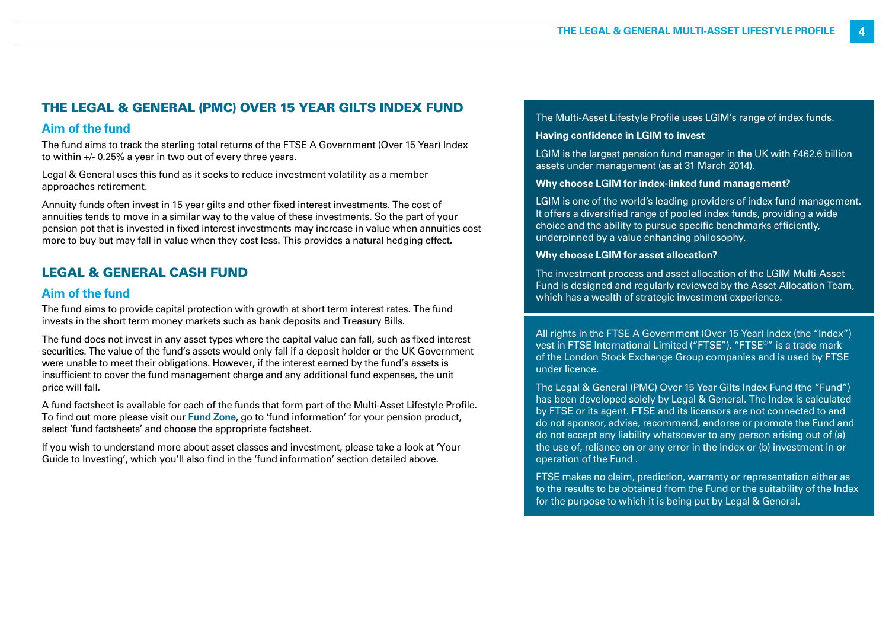## THE LEGAL & GENERAL (PMC) OVER 15 YEAR GILTS INDEX FUND

### Aim of the fund

The fund aims to track the sterling total returns of the FTSE A Government (Over 15 Year) Index to within +/- 0.25% a year in two out of every three years.

Legal & General uses this fund as it seeks to reduce investment volatility as a member approaches retirement.

Annuity funds often invest in 15 year gilts and other fixed interest investments. The cost of annuities tends to move in a similar way to the value of these investments. So the part of your pension pot that is invested in fixed interest investments may increase in value when annuities cost more to buy but may fall in value when they cost less. This provides a natural hedging effect.

## LEGAL & GENERAL CASH FUND

### Aim of the fund

The fund aims to provide capital protection with growth at short term interest rates. The fund invests in the short term money markets such as bank deposits and Treasury Bills.

The fund does not invest in any asset types where the capital value can fall, such as fixed interest securities. The value of the fund's assets would only fall if a deposit holder or the UK Government were unable to meet their obligations. However, if the interest earned by the fund's assets is insufficient to cover the fund management charge and any additional fund expenses, the unit price will fall.

A fund factsheet is available for each of the funds that form part of the Multi-Asset Lifestyle Profile. To find out more please visit our **Fund Zone**, go to 'fund information' for your pension product, select 'fund factsheets' and choose the appropriate factsheet.

If you wish to understand more about asset classes and investment, please take a look at 'Your Guide to Investing', which you'll also find in the 'fund information' section detailed above.

The Multi-Asset Lifestyle Profile uses LGIM's range of index funds.

**Having confidence in LGIM to invest**

LGIM is the largest pension fund manager in the UK with £462.6 billion assets under management (as at 31 March 2014).

**Why choose LGIM for index-linked fund management?**

LGIM is one of the world's leading providers of index fund management. It offers a diversified range of pooled index funds, providing a wide choice and the ability to pursue specific benchmarks efficiently, underpinned by a value enhancing philosophy.

**Why choose LGIM for asset allocation?**

The investment process and asset allocation of the LGIM Multi-Asset Fund is designed and regularly reviewed by the Asset Allocation Team, which has a wealth of strategic investment experience.

All rights in the FTSE A Government (Over 15 Year) Index (the "Index") vest in FTSE International Limited ("FTSE"). "FTSE®" is a trade mark of the London Stock Exchange Group companies and is used by FTSE under licence.

The Legal & General (PMC) Over 15 Year Gilts Index Fund (the "Fund") has been developed solely by Legal & General. The Index is calculated by FTSE or its agent. FTSE and its licensors are not connected to and do not sponsor, advise, recommend, endorse or promote the Fund and do not accept any liability whatsoever to any person arising out of (a) the use of, reliance on or any error in the Index or (b) investment in or operation of the Fund .

FTSE makes no claim, prediction, warranty or representation either as to the results to be obtained from the Fund or the suitability of the Index for the purpose to which it is being put by Legal & General.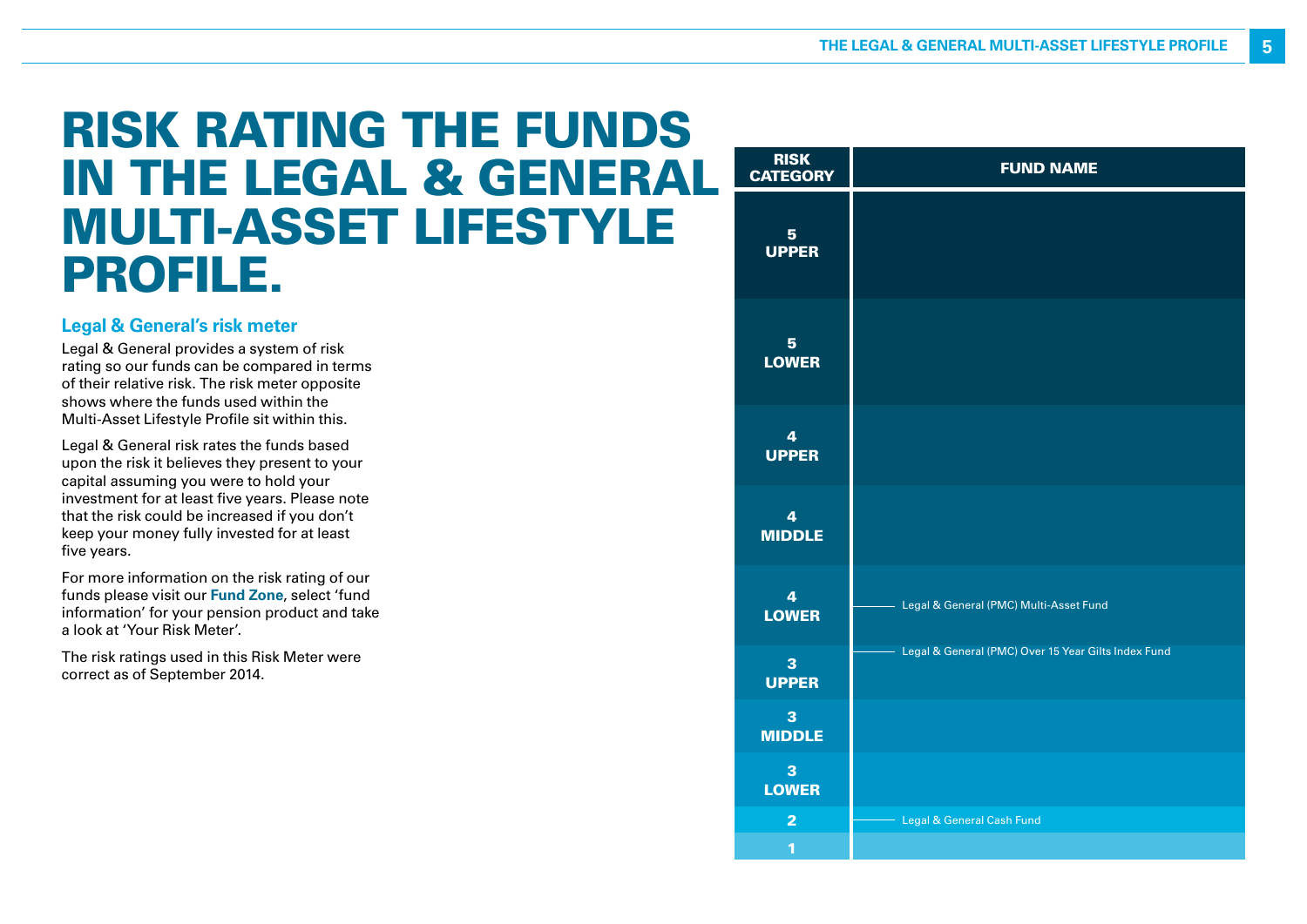# RISK RATING THE FUNDS IN THE LEGAL & GENERAL MULTI-ASSET LIFESTYLE PROFILE.

### Legal & General's risk meter

Legal & General provides a system of risk rating so our funds can be compared in terms of their relative risk. The risk meter opposite shows where the funds used within the Multi-Asset Lifestyle Profile sit within this.

Legal & General risk rates the funds based upon the risk it believes they present to your capital assuming you were to hold your investment for at least five years. Please note that the risk could be increased if you don't keep your money fully invested for at least five years.

For more information on the risk rating of our funds please visit our **Fund Zone**, select 'fund information' for your pension product and take a look at 'Your Risk Meter'.

The risk ratings used in this Risk Meter were correct as of September 2014.

| RISK CATEGORY | FUND NAME |
|---|---|
| 5 UPPER | |
| 5 LOWER | |
| 4 UPPER | |
| 4 MIDDLE | |
| 4 LOWER | Legal & General (PMC) Multi-Asset Fund |
| 3 UPPER | Legal & General (PMC) Over 15 Year Gilts Index Fund |
| 3 MIDDLE | |
| 3 LOWER | |
| 2 | Legal & General Cash Fund |
| 1 | |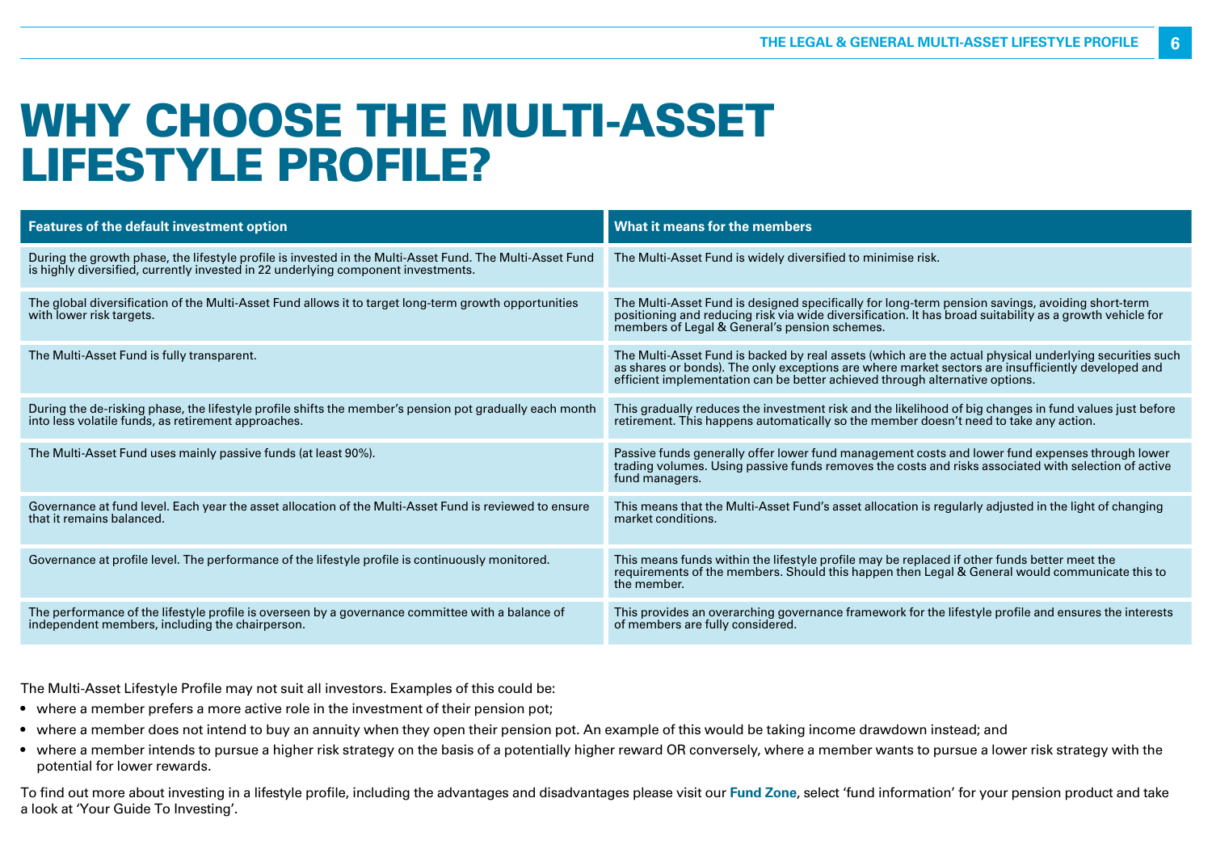# WHY CHOOSE THE MULTI-ASSET LIFESTYLE PROFILE?

| Features of the default investment option | What it means for the members |
|---|---|
| During the growth phase, the lifestyle profile is invested in the Multi-Asset Fund. The Multi-Asset Fund is highly diversified, currently invested in 22 underlying component investments. | The Multi-Asset Fund is widely diversified to minimise risk. |
| The global diversification of the Multi-Asset Fund allows it to target long-term growth opportunities with lower risk targets. | The Multi-Asset Fund is designed specifically for long-term pension savings, avoiding short-term positioning and reducing risk via wide diversification. It has broad suitability as a growth vehicle for members of Legal & General's pension schemes. |
| The Multi-Asset Fund is fully transparent. | The Multi-Asset Fund is backed by real assets (which are the actual physical underlying securities such as shares or bonds). The only exceptions are where market sectors are insufficiently developed and efficient implementation can be better achieved through alternative options. |
| During the de-risking phase, the lifestyle profile shifts the member's pension pot gradually each month into less volatile funds, as retirement approaches. | This gradually reduces the investment risk and the likelihood of big changes in fund values just before retirement. This happens automatically so the member doesn't need to take any action. |
| The Multi-Asset Fund uses mainly passive funds (at least 90%). | Passive funds generally offer lower fund management costs and lower fund expenses through lower trading volumes. Using passive funds removes the costs and risks associated with selection of active fund managers. |
| Governance at fund level. Each year the asset allocation of the Multi-Asset Fund is reviewed to ensure that it remains balanced. | This means that the Multi-Asset Fund's asset allocation is regularly adjusted in the light of changing market conditions. |
| Governance at profile level. The performance of the lifestyle profile is continuously monitored. | This means funds within the lifestyle profile may be replaced if other funds better meet the requirements of the members. Should this happen then Legal & General would communicate this to the member. |
| The performance of the lifestyle profile is overseen by a governance committee with a balance of independent members, including the chairperson. | This provides an overarching governance framework for the lifestyle profile and ensures the interests of members are fully considered. |

The Multi-Asset Lifestyle Profile may not suit all investors. Examples of this could be:

- where a member prefers a more active role in the investment of their pension pot;
- where a member does not intend to buy an annuity when they open their pension pot. An example of this would be taking income drawdown instead; and
- where a member intends to pursue a higher risk strategy on the basis of a potentially higher reward OR conversely, where a member wants to pursue a lower risk strategy with the potential for lower rewards.

To find out more about investing in a lifestyle profile, including the advantages and disadvantages please visit our **Fund Zone**, select 'fund information' for your pension product and take a look at 'Your Guide To Investing'.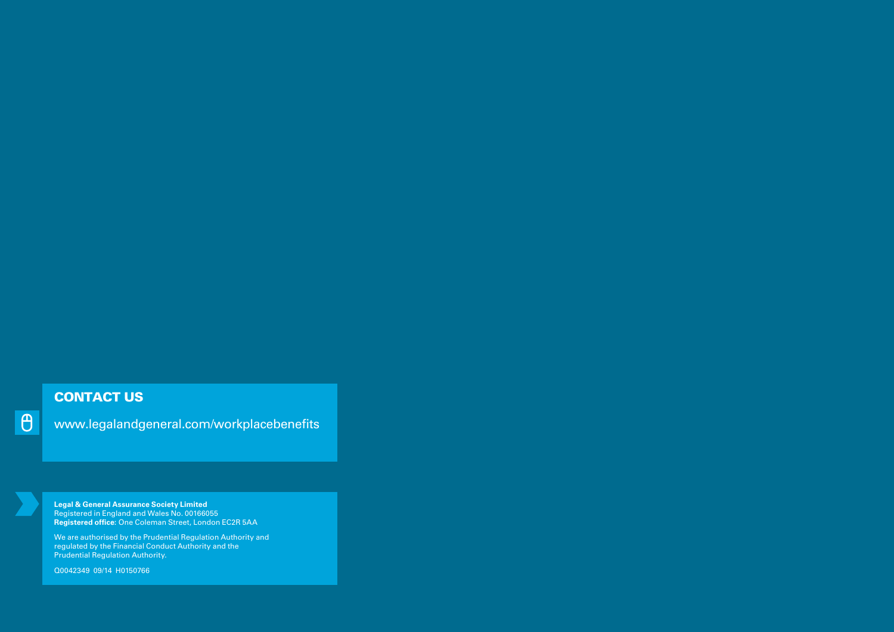## CONTACT US

www.legalandgeneral.com/workplacebenefits

**Legal & General Assurance Society Limited**
Registered in England and Wales No. 00166055
**Registered office:** One Coleman Street, London EC2R 5AA

We are authorised by the Prudential Regulation Authority and regulated by the Financial Conduct Authority and the Prudential Regulation Authority.

Q0042349 09/14 H0150766